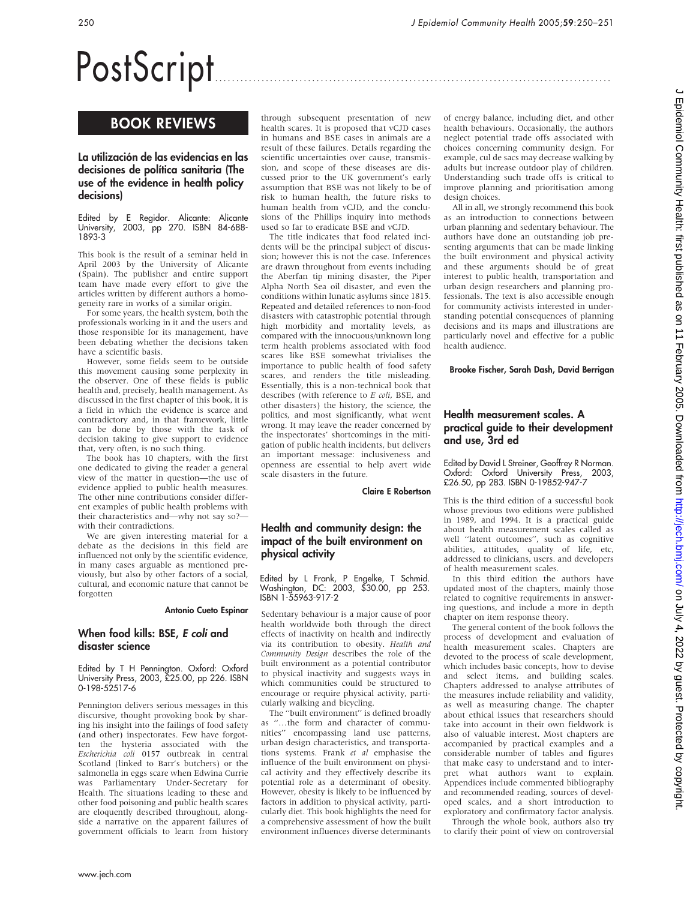# PostScript

## BOOK REVIEWS

### La utilización de las evidencias en las decisiones de política sanitaria (The use of the evidence in health policy decisions)

Edited by E Regidor. Alicante: Alicante University, 2003, pp 270. ISBN 84-688-1893-3

This book is the result of a seminar held in April 2003 by the University of Alicante (Spain). The publisher and entire support team have made every effort to give the articles written by different authors a homogeneity rare in works of a similar origin.

For some years, the health system, both the professionals working in it and the users and those responsible for its management, have been debating whether the decisions taken have a scientific basis.

However, some fields seem to be outside this movement causing some perplexity in the observer. One of these fields is public health and, precisely, health management. As discussed in the first chapter of this book, it is a field in which the evidence is scarce and contradictory and, in that framework, little can be done by those with the task of decision taking to give support to evidence that, very often, is no such thing.

The book has 10 chapters, with the first one dedicated to giving the reader a general view of the matter in question—the use of evidence applied to public health measures. The other nine contributions consider different examples of public health problems with their characteristics and—why not say so?—with their contradictions.

We are given interesting material for a debate as the decisions in this field are influenced not only by the scientific evidence, in many cases arguable as mentioned previously, but also by other factors of a social, cultural, and economic nature that cannot be forgotten

**Antonio Cueto Espinar**

### When food kills: BSE, *E coli* and disaster science

Edited by T H Pennington. Oxford: Oxford University Press, 2003, £25.00, pp 226. ISBN 0-198-52517-6

Pennington delivers serious messages in this discursive, thought provoking book by sharing his insight into the failings of food safety (and other) inspectorates. Few have forgotten the hysteria associated with the *Escherichia coli* 0157 outbreak in central Scotland (linked to Barr's butchers) or the salmonella in eggs scare when Edwina Currie was Parliamentary Under-Secretary for Health. The situations leading to these and other food poisoning and public health scares are eloquently described throughout, alongside a narrative on the apparent failures of government officials to learn from history through subsequent presentation of new health scares. It is proposed that vCJD cases in humans and BSE cases in animals are a result of these failures. Details regarding the scientific uncertainties over cause, transmission, and scope of these diseases are discussed prior to the UK government's early assumption that BSE was not likely to be of risk to human health, the future risks to human health from vCJD, and the conclusions of the Phillips inquiry into methods used so far to eradicate BSE and vCJD.

The title indicates that food related incidents will be the principal subject of discussion; however this is not the case. Inferences are drawn throughout from events including the Aberfan tip mining disaster, the Piper Alpha North Sea oil disaster, and even the conditions within lunatic asylums since 1815. Repeated and detailed references to non-food disasters with catastrophic potential through high morbidity and mortality levels, as compared with the innocuous/unknown long term health problems associated with food scares like BSE somewhat trivialises the importance to public health of food safety scares, and renders the title misleading. Essentially, this is a non-technical book that describes (with reference to *E coli*, BSE, and other disasters) the history, the science, the politics, and most significantly, what went wrong. It may leave the reader concerned by the inspectorates' shortcomings in the mitigation of public health incidents, but delivers an important message: inclusiveness and openness are essential to help avert wide scale disasters in the future.

**Claire E Robertson**

### Health and community design: the impact of the built environment on physical activity

Edited by L Frank, P Engelke, T Schmid. Washington, DC: 2003, $30.00, pp 253. ISBN 1-55963-917-2

Sedentary behaviour is a major cause of poor health worldwide both through the direct effects of inactivity on health and indirectly via its contribution to obesity. *Health and Community Design* describes the role of the built environment as a potential contributor to physical inactivity and suggests ways in which communities could be structured to encourage or require physical activity, particularly walking and bicycling.

The "built environment" is defined broadly as "…the form and character of communities" encompassing land use patterns, urban design characteristics, and transportations systems. Frank *et al* emphasise the influence of the built environment on physical activity and they effectively describe its potential role as a determinant of obesity. However, obesity is likely to be influenced by factors in addition to physical activity, particularly diet. This book highlights the need for a comprehensive assessment of how the built environment influences diverse determinants of energy balance, including diet, and other health behaviours. Occasionally, the authors neglect potential trade offs associated with choices concerning community design. For example, cul de sacs may decrease walking by adults but increase outdoor play of children. Understanding such trade offs is critical to improve planning and prioritisation among design choices.

All in all, we strongly recommend this book as an introduction to connections between urban planning and sedentary behaviour. The authors have done an outstanding job presenting arguments that can be made linking the built environment and physical activity and these arguments should be of great interest to public health, transportation and urban design researchers and planning professionals. The text is also accessible enough for community activists interested in understanding potential consequences of planning decisions and its maps and illustrations are particularly novel and effective for a public health audience.

**Brooke Fischer, Sarah Dash, David Berrigan**

### Health measurement scales. A practical guide to their development and use, 3rd ed

Edited by David L Streiner, Geoffrey R Norman. Oxford: Oxford University Press, 2003, £26.50, pp 283. ISBN 0-19852-947-7

This is the third edition of a successful book whose previous two editions were published in 1989, and 1994. It is a practical guide about health measurement scales called as well "latent outcomes", such as cognitive abilities, attitudes, quality of life, etc, addressed to clinicians, users. and developers of health measurement scales.

In this third edition the authors have updated most of the chapters, mainly those related to cognitive requirements in answering questions, and include a more in depth chapter on item response theory.

The general content of the book follows the process of development and evaluation of health measurement scales. Chapters are devoted to the process of scale development, which includes basic concepts, how to devise and select items, and building scales. Chapters addressed to analyse attributes of the measures include reliability and validity, as well as measuring change. The chapter about ethical issues that researchers should take into account in their own fieldwork is also of valuable interest. Most chapters are accompanied by practical examples and a considerable number of tables and figures that make easy to understand and to interpret what authors want to explain. Appendices include commented bibliography and recommended reading, sources of developed scales, and a short introduction to exploratory and confirmatory factor analysis.

Through the whole book, authors also try to clarify their point of view on controversial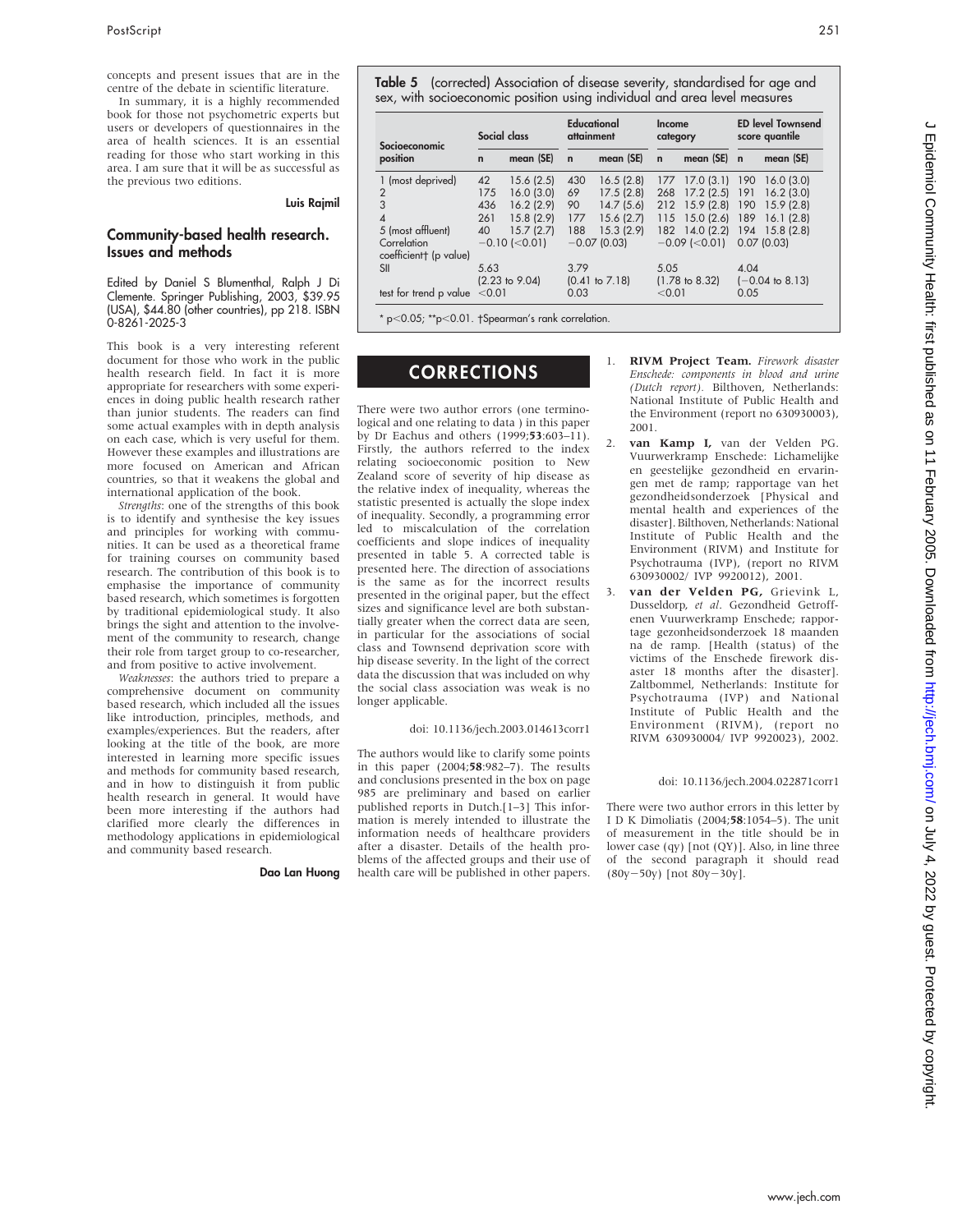concepts and present issues that are in the centre of the debate in scientific literature.

In summary, it is a highly recommended book for those not psychometric experts but users or developers of questionnaires in the area of health sciences. It is an essential reading for those who start working in this area. I am sure that it will be as successful as the previous two editions.

**Luis Rajmil**

## Community-based health research. Issues and methods

Edited by Daniel S Blumenthal, Ralph J Di Clemente. Springer Publishing, 2003, $39.95 (USA), $44.80 (other countries), pp 218. ISBN 0-8261-2025-3

This book is a very interesting referent document for those who work in the public health research field. In fact it is more appropriate for researchers with some experiences in doing public health research rather than junior students. The readers can find some actual examples with in depth analysis on each case, which is very useful for them. However these examples and illustrations are more focused on American and African countries, so that it weakens the global and international application of the book.

*Strengths*: one of the strengths of this book is to identify and synthesise the key issues and principles for working with communities. It can be used as a theoretical frame for training courses on community based research. The contribution of this book is to emphasise the importance of community based research, which sometimes is forgotten by traditional epidemiological study. It also brings the sight and attention to the involvement of the community to research, change their role from target group to co-researcher, and from positive to active involvement.

*Weaknesses*: the authors tried to prepare a comprehensive document on community based research, which included all the issues like introduction, principles, methods, and examples/experiences. But the readers, after looking at the title of the book, are more interested in learning more specific issues and methods for community based research, and in how to distinguish it from public health research in general. It would have been more interesting if the authors had clarified more clearly the differences in methodology applications in epidemiological and community based research.

**Dao Lan Huong**

**Table 5** (corrected) Association of disease severity, standardised for age and sex, with socioeconomic position using individual and area level measures

| Socioeconomic position | Social class | | Educational attainment | | Income category | | ED level Townsend score quantile | |
|---|---|---|---|---|---|---|---|---|
| | n | mean (SE) | n | mean (SE) | n | mean (SE) | n | mean (SE) |
| 1 (most deprived) | 42 | 15.6 (2.5) | 430 | 16.5 (2.8) | 177 | 17.0 (3.1) | 190 | 16.0 (3.0) |
| 2 | 175 | 16.0 (3.0) | 69 | 17.5 (2.8) | 268 | 17.2 (2.5) | 191 | 16.2 (3.0) |
| 3 | 436 | 16.2 (2.9) | 90 | 14.7 (5.6) | 212 | 15.9 (2.8) | 190 | 15.9 (2.8) |
| 4 | 261 | 15.8 (2.9) | 177 | 15.6 (2.7) | 115 | 15.0 (2.6) | 189 | 16.1 (2.8) |
| 5 (most affluent) | 40 | 15.7 (2.7) | 188 | 15.3 (2.9) | 182 | 14.0 (2.2) | 194 | 15.8 (2.8) |
| Correlation coefficient† (p value) | −0.10 (<0.01) | | −0.07 (0.03) | | −0.09 (<0.01) | | 0.07 (0.03) | |
| SII | 5.63 (2.23 to 9.04) | | 3.79 (0.41 to 7.18) | | 5.05 (1.78 to 8.32) | | 4.04 (−0.04 to 8.13) | |
| test for trend p value | <0.01 | | 0.03 | | <0.01 | | 0.05 | |

\* $p<0.05$; \*\*$p<0.01$. †Spearman's rank correlation.

## CORRECTIONS

There were two author errors (one terminological and one relating to data ) in this paper by Dr Eachus and others (1999;**53**:603–11). Firstly, the authors referred to the index relating socioeconomic position to New Zealand score of severity of hip disease as the relative index of inequality, whereas the statistic presented is actually the slope index of inequality. Secondly, a programming error led to miscalculation of the correlation coefficients and slope indices of inequality presented in table 5. A corrected table is presented here. The direction of associations is the same as for the incorrect results presented in the original paper, but the effect sizes and significance level are both substantially greater when the correct data are seen, in particular for the associations of social class and Townsend deprivation score with hip disease severity. In the light of the correct data the discussion that was included on why the social class association was weak is no longer applicable.

doi: 10.1136/jech.2003.014613corr1

The authors would like to clarify some points in this paper (2004;**58**:982–7). The results and conclusions presented in the box on page 985 are preliminary and based on earlier published reports in Dutch.[1–3] This information is merely intended to illustrate the information needs of healthcare providers after a disaster. Details of the health problems of the affected groups and their use of health care will be published in other papers.

1. **RIVM Project Team.** *Firework disaster Enschede: components in blood and urine (Dutch report).* Bilthoven, Netherlands: National Institute of Public Health and the Environment (report no 630930003), 2001.
2. **van Kamp I,** van der Velden PG. Vuurwerkramp Enschede: Lichamelijke en geestelijke gezondheid en ervaringen met de ramp; rapportage van het gezondheidsonderzoek [Physical and mental health and experiences of the disaster]. Bilthoven, Netherlands: National Institute of Public Health and the Environment (RIVM) and Institute for Psychotrauma (IVP), (report no RIVM 630930002/ IVP 9920012), 2001.
3. **van der Velden PG,** Grievink L, Dusseldorp, *et al*. Gezondheid Getroffenen Vuurwerkramp Enschede; rapportage gezonheidsonderzoek 18 maanden na de ramp. [Health (status) of the victims of the Enschede firework disaster 18 months after the disaster]. Zaltbommel, Netherlands: Institute for Psychotrauma (IVP) and National Institute of Public Health and the Environment (RIVM), (report no RIVM 630930004/ IVP 9920023), 2002.

doi: 10.1136/jech.2004.022871corr1

There were two author errors in this letter by I D K Dimoliatis (2004;**58**:1054–5). The unit of measurement in the title should be in lower case (qy) [not (QY)]. Also, in line three of the second paragraph it should read (80y−50y) [not 80y−30y].